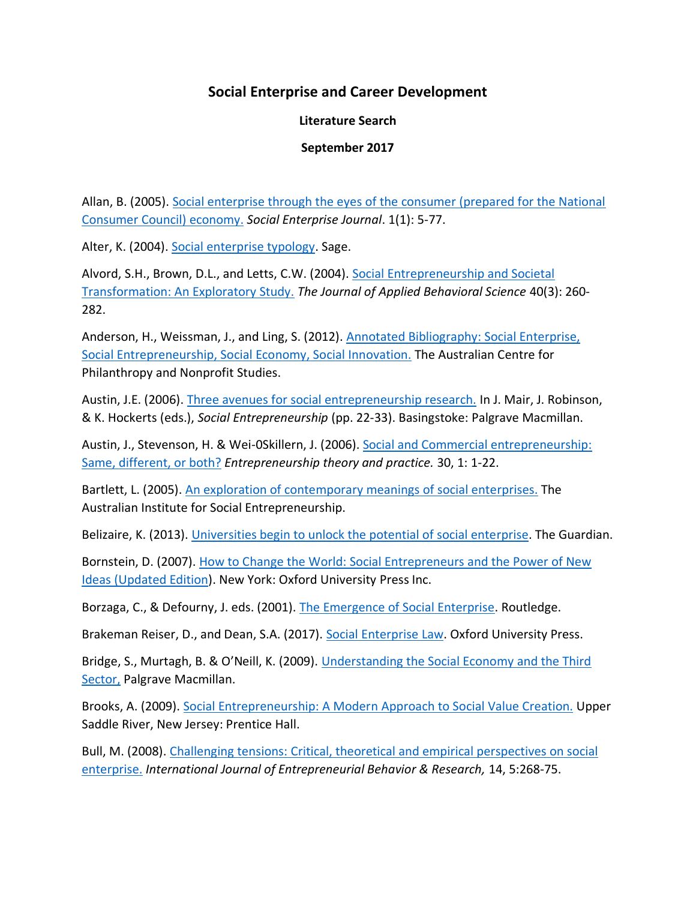# Social Enterprise and Career Development

**Literature Search**

**September 2017**

Allan, B. (2005). Social enterprise through the eyes of the consumer (prepared for the National Consumer Council) economy. *Social Enterprise Journal*. 1(1): 5-77.

Alter, K. (2004). Social enterprise typology. Sage.

Alvord, S.H., Brown, D.L., and Letts, C.W. (2004). Social Entrepreneurship and Societal Transformation: An Exploratory Study. *The Journal of Applied Behavioral Science* 40(3): 260-282.

Anderson, H., Weissman, J., and Ling, S. (2012). Annotated Bibliography: Social Enterprise, Social Entrepreneurship, Social Economy, Social Innovation. The Australian Centre for Philanthropy and Nonprofit Studies.

Austin, J.E. (2006). Three avenues for social entrepreneurship research. In J. Mair, J. Robinson, & K. Hockerts (eds.), *Social Entrepreneurship* (pp. 22-33). Basingstoke: Palgrave Macmillan.

Austin, J., Stevenson, H. & Wei-0Skillern, J. (2006). Social and Commercial entrepreneurship: Same, different, or both? *Entrepreneurship theory and practice.* 30, 1: 1-22.

Bartlett, L. (2005). An exploration of contemporary meanings of social enterprises. The Australian Institute for Social Entrepreneurship.

Belizaire, K. (2013). Universities begin to unlock the potential of social enterprise. The Guardian.

Bornstein, D. (2007). How to Change the World: Social Entrepreneurs and the Power of New Ideas (Updated Edition). New York: Oxford University Press Inc.

Borzaga, C., & Defourny, J. eds. (2001). The Emergence of Social Enterprise. Routledge.

Brakeman Reiser, D., and Dean, S.A. (2017). Social Enterprise Law. Oxford University Press.

Bridge, S., Murtagh, B. & O'Neill, K. (2009). Understanding the Social Economy and the Third Sector, Palgrave Macmillan.

Brooks, A. (2009). Social Entrepreneurship: A Modern Approach to Social Value Creation. Upper Saddle River, New Jersey: Prentice Hall.

Bull, M. (2008). Challenging tensions: Critical, theoretical and empirical perspectives on social enterprise. *International Journal of Entrepreneurial Behavior & Research,* 14, 5:268-75.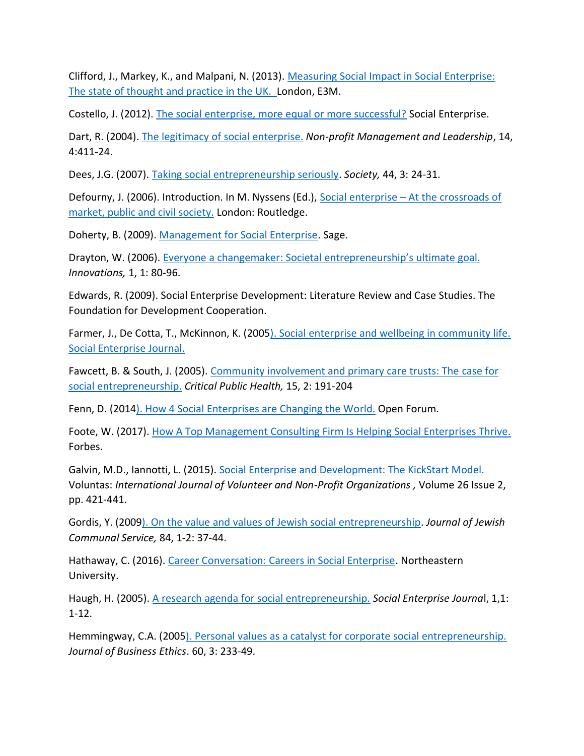Clifford, J., Markey, K., and Malpani, N. (2013). Measuring Social Impact in Social Enterprise: The state of thought and practice in the UK. London, E3M.

Costello, J. (2012). The social enterprise, more equal or more successful? Social Enterprise.

Dart, R. (2004). The legitimacy of social enterprise. *Non-profit Management and Leadership*, 14, 4:411-24.

Dees, J.G. (2007). Taking social entrepreneurship seriously. *Society,* 44, 3: 24-31.

Defourny, J. (2006). Introduction. In M. Nyssens (Ed.), Social enterprise – At the crossroads of market, public and civil society. London: Routledge.

Doherty, B. (2009). Management for Social Enterprise. Sage.

Drayton, W. (2006). Everyone a changemaker: Societal entrepreneurship's ultimate goal. *Innovations,* 1, 1: 80-96.

Edwards, R. (2009). Social Enterprise Development: Literature Review and Case Studies. The Foundation for Development Cooperation.

Farmer, J., De Cotta, T., McKinnon, K. (2005). Social enterprise and wellbeing in community life. Social Enterprise Journal.

Fawcett, B. & South, J. (2005). Community involvement and primary care trusts: The case for social entrepreneurship. *Critical Public Health,* 15, 2: 191-204

Fenn, D. (2014). How 4 Social Enterprises are Changing the World. Open Forum.

Foote, W. (2017). How A Top Management Consulting Firm Is Helping Social Enterprises Thrive. Forbes.

Galvin, M.D., Iannotti, L. (2015). Social Enterprise and Development: The KickStart Model. Voluntas: *International Journal of Volunteer and Non-Profit Organizations ,* Volume 26 Issue 2, pp. 421-441.

Gordis, Y. (2009). On the value and values of Jewish social entrepreneurship. *Journal of Jewish Communal Service,* 84, 1-2: 37-44.

Hathaway, C. (2016). Career Conversation: Careers in Social Enterprise. Northeastern University.

Haugh, H. (2005). A research agenda for social entrepreneurship. *Social Enterprise Journal*, 1,1: 1-12.

Hemmingway, C.A. (2005). Personal values as a catalyst for corporate social entrepreneurship. *Journal of Business Ethics*. 60, 3: 233-49.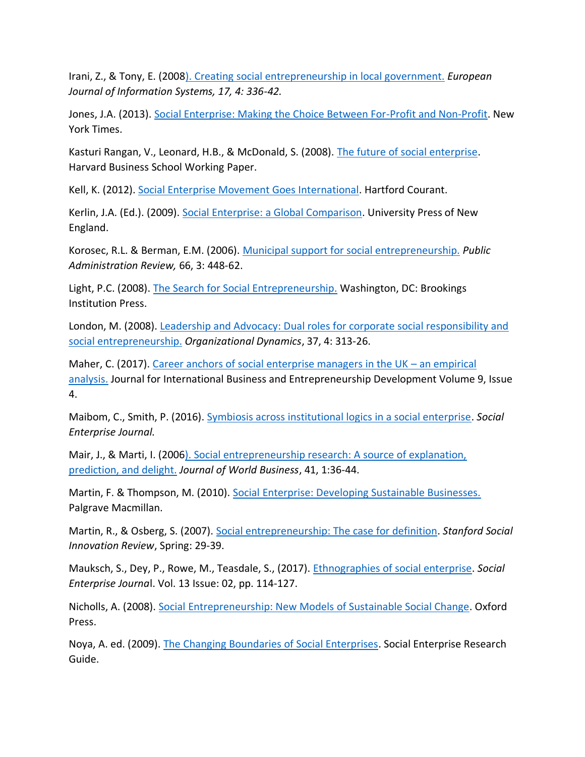Irani, Z., & Tony, E. (2008). Creating social entrepreneurship in local government. *European Journal of Information Systems, 17, 4: 336-42.*

Jones, J.A. (2013). Social Enterprise: Making the Choice Between For-Profit and Non-Profit. New York Times.

Kasturi Rangan, V., Leonard, H.B., & McDonald, S. (2008). The future of social enterprise. Harvard Business School Working Paper.

Kell, K. (2012). Social Enterprise Movement Goes International. Hartford Courant.

Kerlin, J.A. (Ed.). (2009). Social Enterprise: a Global Comparison. University Press of New England.

Korosec, R.L. & Berman, E.M. (2006). Municipal support for social entrepreneurship. *Public Administration Review,* 66, 3: 448-62.

Light, P.C. (2008). The Search for Social Entrepreneurship. Washington, DC: Brookings Institution Press.

London, M. (2008). Leadership and Advocacy: Dual roles for corporate social responsibility and social entrepreneurship. *Organizational Dynamics*, 37, 4: 313-26.

Maher, C. (2017). Career anchors of social enterprise managers in the UK – an empirical analysis. Journal for International Business and Entrepreneurship Development Volume 9, Issue 4.

Maibom, C., Smith, P. (2016). Symbiosis across institutional logics in a social enterprise. *Social Enterprise Journal.*

Mair, J., & Marti, I. (2006). Social entrepreneurship research: A source of explanation, prediction, and delight. *Journal of World Business*, 41, 1:36-44.

Martin, F. & Thompson, M. (2010). Social Enterprise: Developing Sustainable Businesses. Palgrave Macmillan.

Martin, R., & Osberg, S. (2007). Social entrepreneurship: The case for definition. *Stanford Social Innovation Review*, Spring: 29-39.

Mauksch, S., Dey, P., Rowe, M., Teasdale, S., (2017). Ethnographies of social enterprise. *Social Enterprise Journa*l. Vol. 13 Issue: 02, pp. 114-127.

Nicholls, A. (2008). Social Entrepreneurship: New Models of Sustainable Social Change. Oxford Press.

Noya, A. ed. (2009). The Changing Boundaries of Social Enterprises. Social Enterprise Research Guide.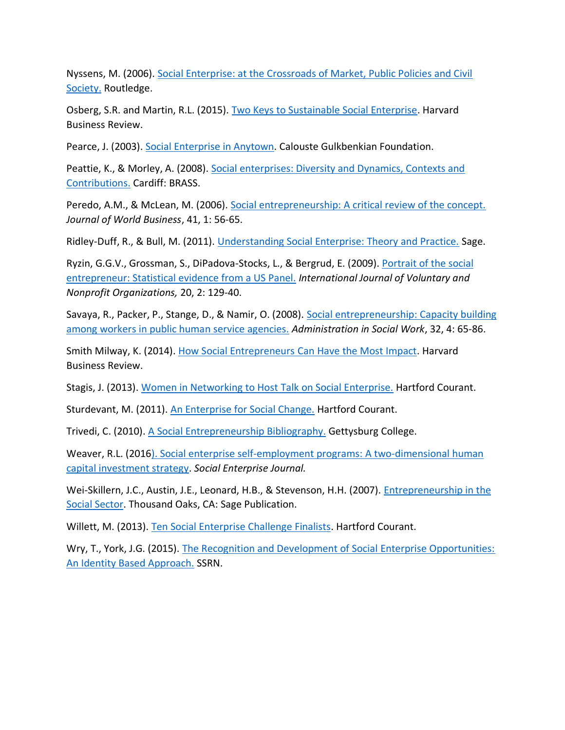Nyssens, M. (2006). Social Enterprise: at the Crossroads of Market, Public Policies and Civil Society. Routledge.

Osberg, S.R. and Martin, R.L. (2015). Two Keys to Sustainable Social Enterprise. Harvard Business Review.

Pearce, J. (2003). Social Enterprise in Anytown. Calouste Gulkbenkian Foundation.

Peattie, K., & Morley, A. (2008). Social enterprises: Diversity and Dynamics, Contexts and Contributions. Cardiff: BRASS.

Peredo, A.M., & McLean, M. (2006). Social entrepreneurship: A critical review of the concept. *Journal of World Business*, 41, 1: 56-65.

Ridley-Duff, R., & Bull, M. (2011). Understanding Social Enterprise: Theory and Practice. Sage.

Ryzin, G.G.V., Grossman, S., DiPadova-Stocks, L., & Bergrud, E. (2009). Portrait of the social entrepreneur: Statistical evidence from a US Panel. *International Journal of Voluntary and Nonprofit Organizations,* 20, 2: 129-40.

Savaya, R., Packer, P., Stange, D., & Namir, O. (2008). Social entrepreneurship: Capacity building among workers in public human service agencies. *Administration in Social Work*, 32, 4: 65-86.

Smith Milway, K. (2014). How Social Entrepreneurs Can Have the Most Impact. Harvard Business Review.

Stagis, J. (2013). Women in Networking to Host Talk on Social Enterprise. Hartford Courant.

Sturdevant, M. (2011). An Enterprise for Social Change. Hartford Courant.

Trivedi, C. (2010). A Social Entrepreneurship Bibliography. Gettysburg College.

Weaver, R.L. (2016). Social enterprise self-employment programs: A two-dimensional human capital investment strategy. *Social Enterprise Journal.*

Wei-Skillern, J.C., Austin, J.E., Leonard, H.B., & Stevenson, H.H. (2007). Entrepreneurship in the Social Sector. Thousand Oaks, CA: Sage Publication.

Willett, M. (2013). Ten Social Enterprise Challenge Finalists. Hartford Courant.

Wry, T., York, J.G. (2015). The Recognition and Development of Social Enterprise Opportunities: An Identity Based Approach. SSRN.